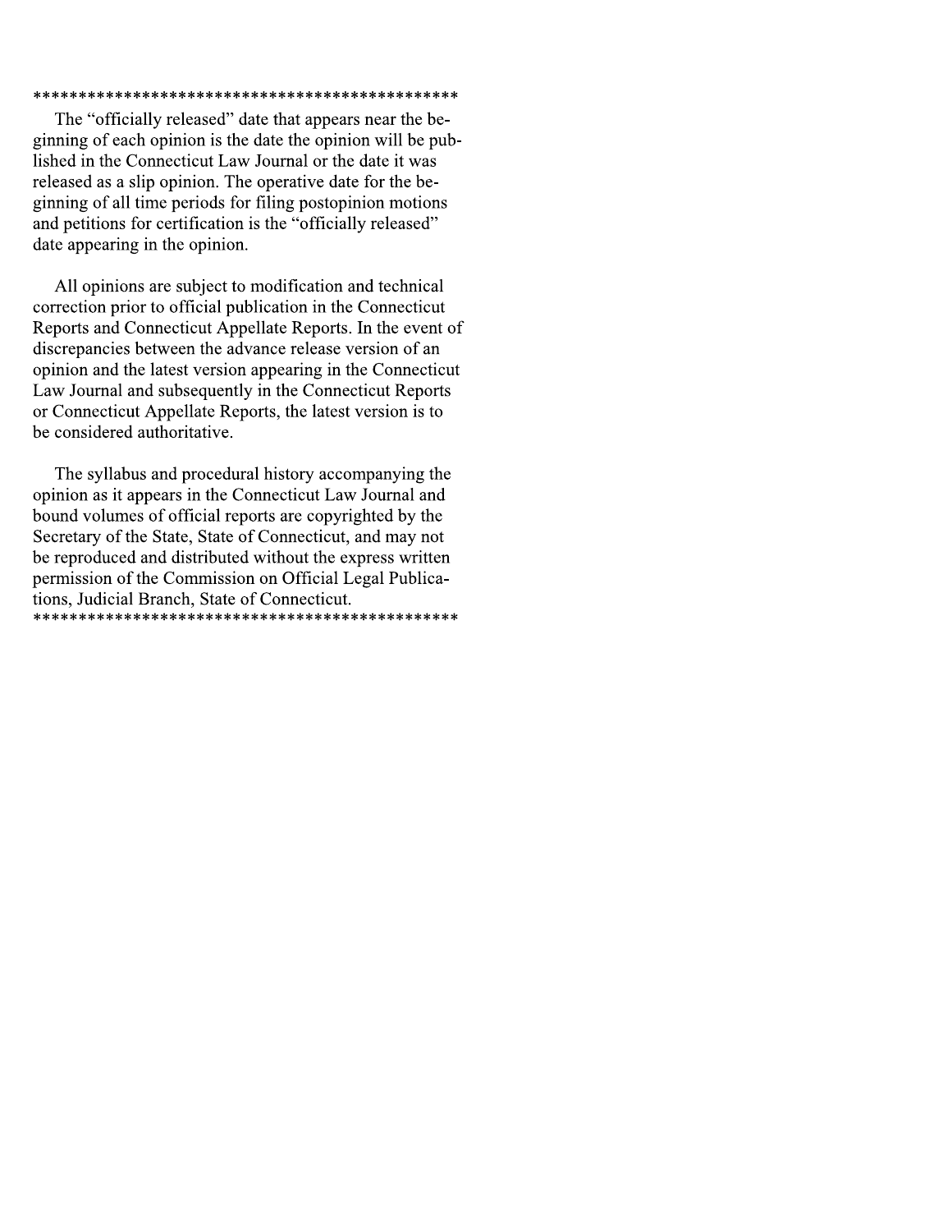**********************************************

The "officially released" date that appears near the beginning of each opinion is the date the opinion will be published in the Connecticut Law Journal or the date it was released as a slip opinion. The operative date for the beginning of all time periods for filing postopinion motions and petitions for certification is the "officially released" date appearing in the opinion.

All opinions are subject to modification and technical correction prior to official publication in the Connecticut Reports and Connecticut Appellate Reports. In the event of discrepancies between the advance release version of an opinion and the latest version appearing in the Connecticut Law Journal and subsequently in the Connecticut Reports or Connecticut Appellate Reports, the latest version is to be considered authoritative.

The syllabus and procedural history accompanying the opinion as it appears in the Connecticut Law Journal and bound volumes of official reports are copyrighted by the Secretary of the State, State of Connecticut, and may not be reproduced and distributed without the express written permission of the Commission on Official Legal Publications, Judicial Branch, State of Connecticut.

**********************************************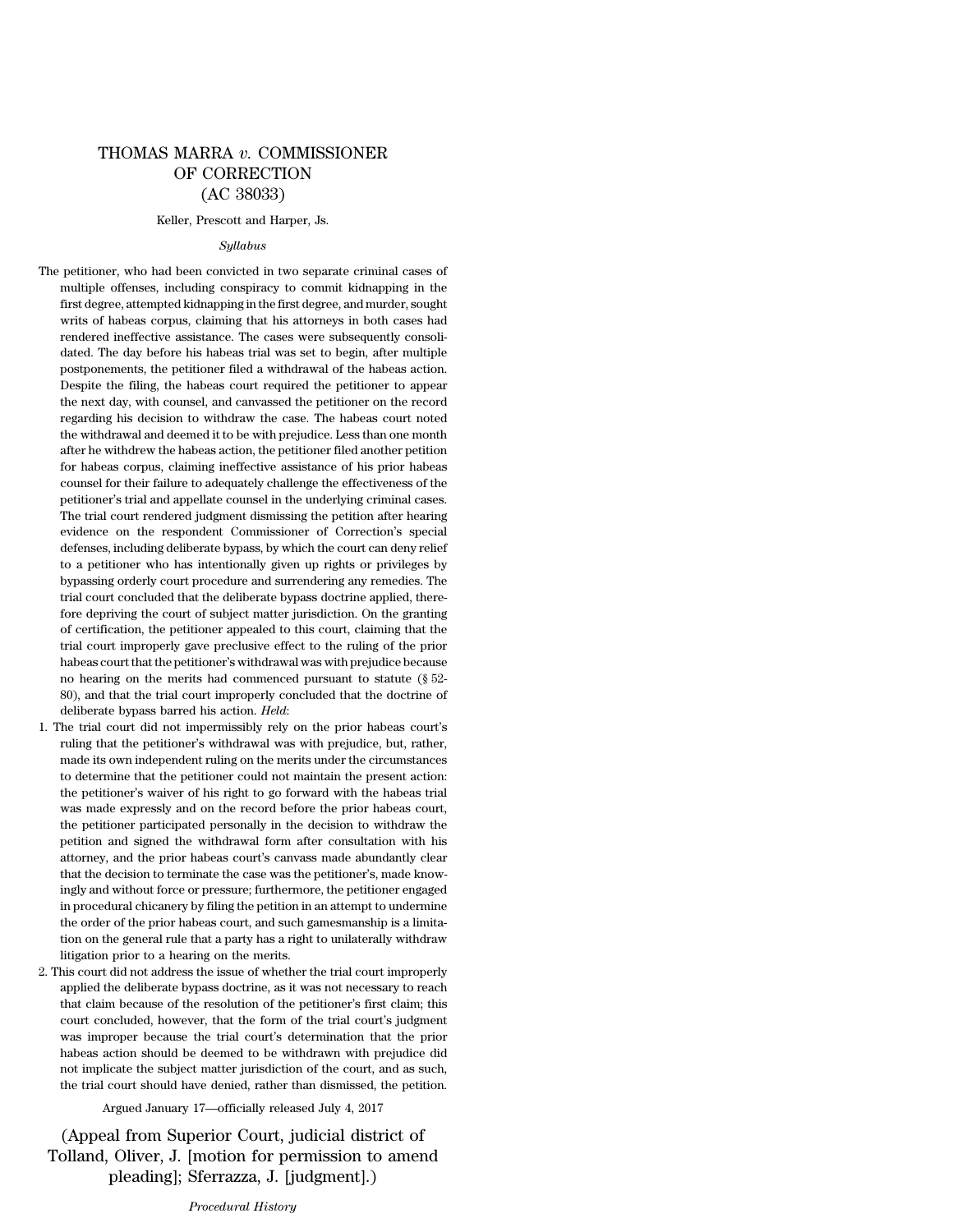# THOMAS MARRA *v.* COMMISSIONER OF CORRECTION (AC 38033)

Keller, Prescott and Harper, Js.

*Syllabus*

The petitioner, who had been convicted in two separate criminal cases of multiple offenses, including conspiracy to commit kidnapping in the first degree, attempted kidnapping in the first degree, and murder, sought writs of habeas corpus, claiming that his attorneys in both cases had rendered ineffective assistance. The cases were subsequently consolidated. The day before his habeas trial was set to begin, after multiple postponements, the petitioner filed a withdrawal of the habeas action. Despite the filing, the habeas court required the petitioner to appear the next day, with counsel, and canvassed the petitioner on the record regarding his decision to withdraw the case. The habeas court noted the withdrawal and deemed it to be with prejudice. Less than one month after he withdrew the habeas action, the petitioner filed another petition for habeas corpus, claiming ineffective assistance of his prior habeas counsel for their failure to adequately challenge the effectiveness of the petitioner's trial and appellate counsel in the underlying criminal cases. The trial court rendered judgment dismissing the petition after hearing evidence on the respondent Commissioner of Correction's special defenses, including deliberate bypass, by which the court can deny relief to a petitioner who has intentionally given up rights or privileges by bypassing orderly court procedure and surrendering any remedies. The trial court concluded that the deliberate bypass doctrine applied, therefore depriving the court of subject matter jurisdiction. On the granting of certification, the petitioner appealed to this court, claiming that the trial court improperly gave preclusive effect to the ruling of the prior habeas court that the petitioner's withdrawal was with prejudice because no hearing on the merits had commenced pursuant to statute (§ 52-80), and that the trial court improperly concluded that the doctrine of deliberate bypass barred his action. *Held*:

1. The trial court did not impermissibly rely on the prior habeas court's ruling that the petitioner's withdrawal was with prejudice, but, rather, made its own independent ruling on the merits under the circumstances to determine that the petitioner could not maintain the present action: the petitioner's waiver of his right to go forward with the habeas trial was made expressly and on the record before the prior habeas court, the petitioner participated personally in the decision to withdraw the petition and signed the withdrawal form after consultation with his attorney, and the prior habeas court's canvass made abundantly clear that the decision to terminate the case was the petitioner's, made knowingly and without force or pressure; furthermore, the petitioner engaged in procedural chicanery by filing the petition in an attempt to undermine the order of the prior habeas court, and such gamesmanship is a limitation on the general rule that a party has a right to unilaterally withdraw litigation prior to a hearing on the merits.
2. This court did not address the issue of whether the trial court improperly applied the deliberate bypass doctrine, as it was not necessary to reach that claim because of the resolution of the petitioner's first claim; this court concluded, however, that the form of the trial court's judgment was improper because the trial court's determination that the prior habeas action should be deemed to be withdrawn with prejudice did not implicate the subject matter jurisdiction of the court, and as such, the trial court should have denied, rather than dismissed, the petition.

Argued January 17—officially released July 4, 2017

(Appeal from Superior Court, judicial district of Tolland, Oliver, J. [motion for permission to amend pleading]; Sferrazza, J. [judgment].)

*Procedural History*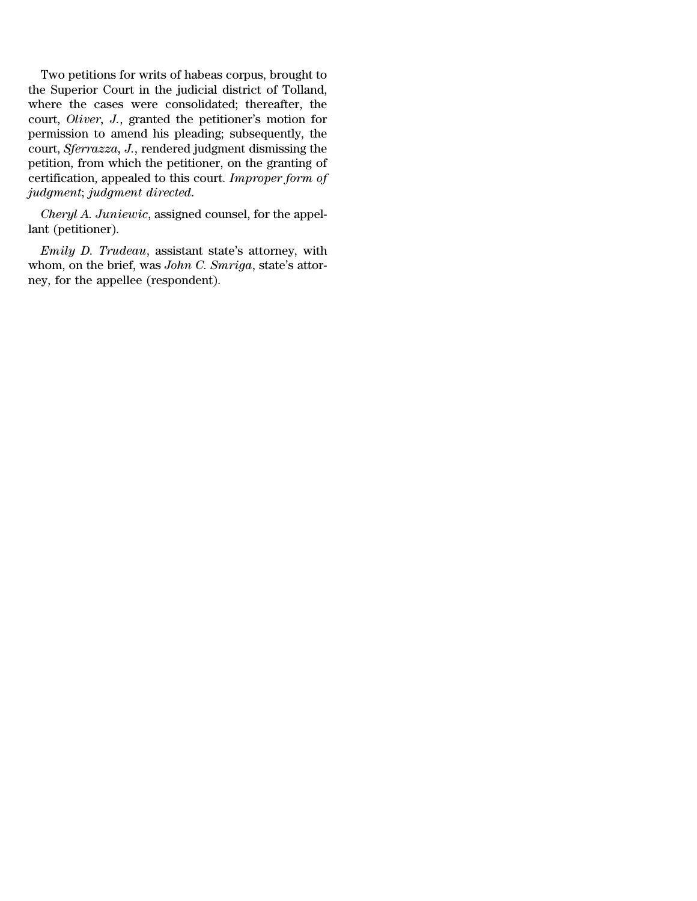Two petitions for writs of habeas corpus, brought to the Superior Court in the judicial district of Tolland, where the cases were consolidated; thereafter, the court, *Oliver*, *J.*, granted the petitioner's motion for permission to amend his pleading; subsequently, the court, *Sferrazza*, *J.*, rendered judgment dismissing the petition, from which the petitioner, on the granting of certification, appealed to this court. *Improper form of judgment*; *judgment directed*.

*Cheryl A. Juniewic*, assigned counsel, for the appellant (petitioner).

*Emily D. Trudeau*, assistant state's attorney, with whom, on the brief, was *John C. Smriga*, state's attorney, for the appellee (respondent).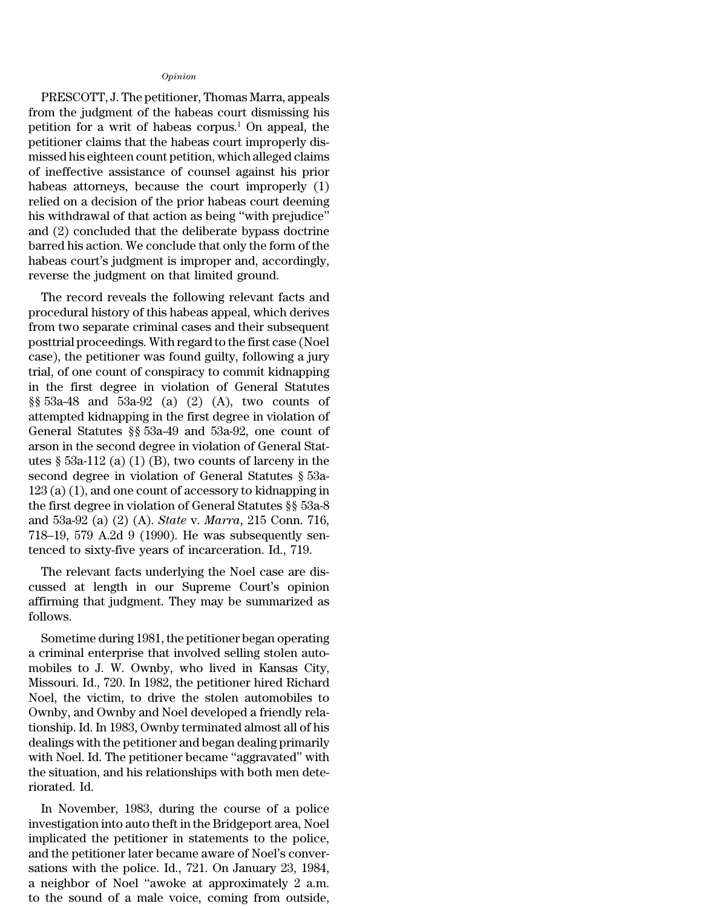*Opinion*

PRESCOTT, J. The petitioner, Thomas Marra, appeals from the judgment of the habeas court dismissing his petition for a writ of habeas corpus.[1] On appeal, the petitioner claims that the habeas court improperly dismissed his eighteen count petition, which alleged claims of ineffective assistance of counsel against his prior habeas attorneys, because the court improperly (1) relied on a decision of the prior habeas court deeming his withdrawal of that action as being "with prejudice" and (2) concluded that the deliberate bypass doctrine barred his action. We conclude that only the form of the habeas court's judgment is improper and, accordingly, reverse the judgment on that limited ground.

The record reveals the following relevant facts and procedural history of this habeas appeal, which derives from two separate criminal cases and their subsequent posttrial proceedings. With regard to the first case (Noel case), the petitioner was found guilty, following a jury trial, of one count of conspiracy to commit kidnapping in the first degree in violation of General Statutes §§ 53a-48 and 53a-92 (a) (2) (A), two counts of attempted kidnapping in the first degree in violation of General Statutes §§ 53a-49 and 53a-92, one count of arson in the second degree in violation of General Statutes § 53a-112 (a) (1) (B), two counts of larceny in the second degree in violation of General Statutes § 53a-123 (a) (1), and one count of accessory to kidnapping in the first degree in violation of General Statutes §§ 53a-8 and 53a-92 (a) (2) (A). *State* v. *Marra*, 215 Conn. 716, 718–19, 579 A.2d 9 (1990). He was subsequently sentenced to sixty-five years of incarceration. Id., 719.

The relevant facts underlying the Noel case are discussed at length in our Supreme Court's opinion affirming that judgment. They may be summarized as follows.

Sometime during 1981, the petitioner began operating a criminal enterprise that involved selling stolen automobiles to J. W. Ownby, who lived in Kansas City, Missouri. Id., 720. In 1982, the petitioner hired Richard Noel, the victim, to drive the stolen automobiles to Ownby, and Ownby and Noel developed a friendly relationship. Id. In 1983, Ownby terminated almost all of his dealings with the petitioner and began dealing primarily with Noel. Id. The petitioner became "aggravated" with the situation, and his relationships with both men deteriorated. Id.

In November, 1983, during the course of a police investigation into auto theft in the Bridgeport area, Noel implicated the petitioner in statements to the police, and the petitioner later became aware of Noel's conversations with the police. Id., 721. On January 23, 1984, a neighbor of Noel "awoke at approximately 2 a.m. to the sound of a male voice, coming from outside,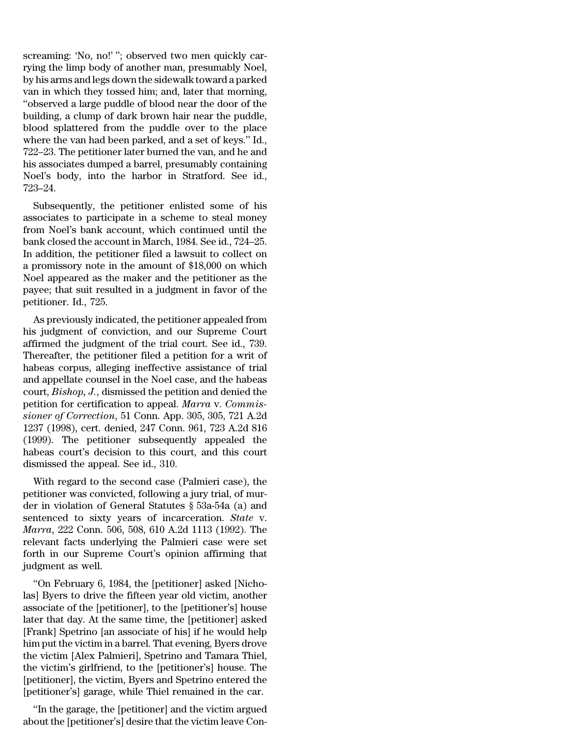screaming: 'No, no!' "; observed two men quickly carrying the limp body of another man, presumably Noel, by his arms and legs down the sidewalk toward a parked van in which they tossed him; and, later that morning, "observed a large puddle of blood near the door of the building, a clump of dark brown hair near the puddle, blood splattered from the puddle over to the place where the van had been parked, and a set of keys." Id., 722–23. The petitioner later burned the van, and he and his associates dumped a barrel, presumably containing Noel's body, into the harbor in Stratford. See id., 723–24.

Subsequently, the petitioner enlisted some of his associates to participate in a scheme to steal money from Noel's bank account, which continued until the bank closed the account in March, 1984. See id., 724–25. In addition, the petitioner filed a lawsuit to collect on a promissory note in the amount of $18,000 on which Noel appeared as the maker and the petitioner as the payee; that suit resulted in a judgment in favor of the petitioner. Id., 725.

As previously indicated, the petitioner appealed from his judgment of conviction, and our Supreme Court affirmed the judgment of the trial court. See id., 739. Thereafter, the petitioner filed a petition for a writ of habeas corpus, alleging ineffective assistance of trial and appellate counsel in the Noel case, and the habeas court, *Bishop, J.*, dismissed the petition and denied the petition for certification to appeal. *Marra* v. *Commissioner of Correction*, 51 Conn. App. 305, 305, 721 A.2d 1237 (1998), cert. denied, 247 Conn. 961, 723 A.2d 816 (1999). The petitioner subsequently appealed the habeas court's decision to this court, and this court dismissed the appeal. See id., 310.

With regard to the second case (Palmieri case), the petitioner was convicted, following a jury trial, of murder in violation of General Statutes § 53a-54a (a) and sentenced to sixty years of incarceration. *State* v. *Marra*, 222 Conn. 506, 508, 610 A.2d 1113 (1992). The relevant facts underlying the Palmieri case were set forth in our Supreme Court's opinion affirming that judgment as well.

"On February 6, 1984, the [petitioner] asked [Nicholas] Byers to drive the fifteen year old victim, another associate of the [petitioner], to the [petitioner's] house later that day. At the same time, the [petitioner] asked [Frank] Spetrino [an associate of his] if he would help him put the victim in a barrel. That evening, Byers drove the victim [Alex Palmieri], Spetrino and Tamara Thiel, the victim's girlfriend, to the [petitioner's] house. The [petitioner], the victim, Byers and Spetrino entered the [petitioner's] garage, while Thiel remained in the car.

"In the garage, the [petitioner] and the victim argued about the [petitioner's] desire that the victim leave Con-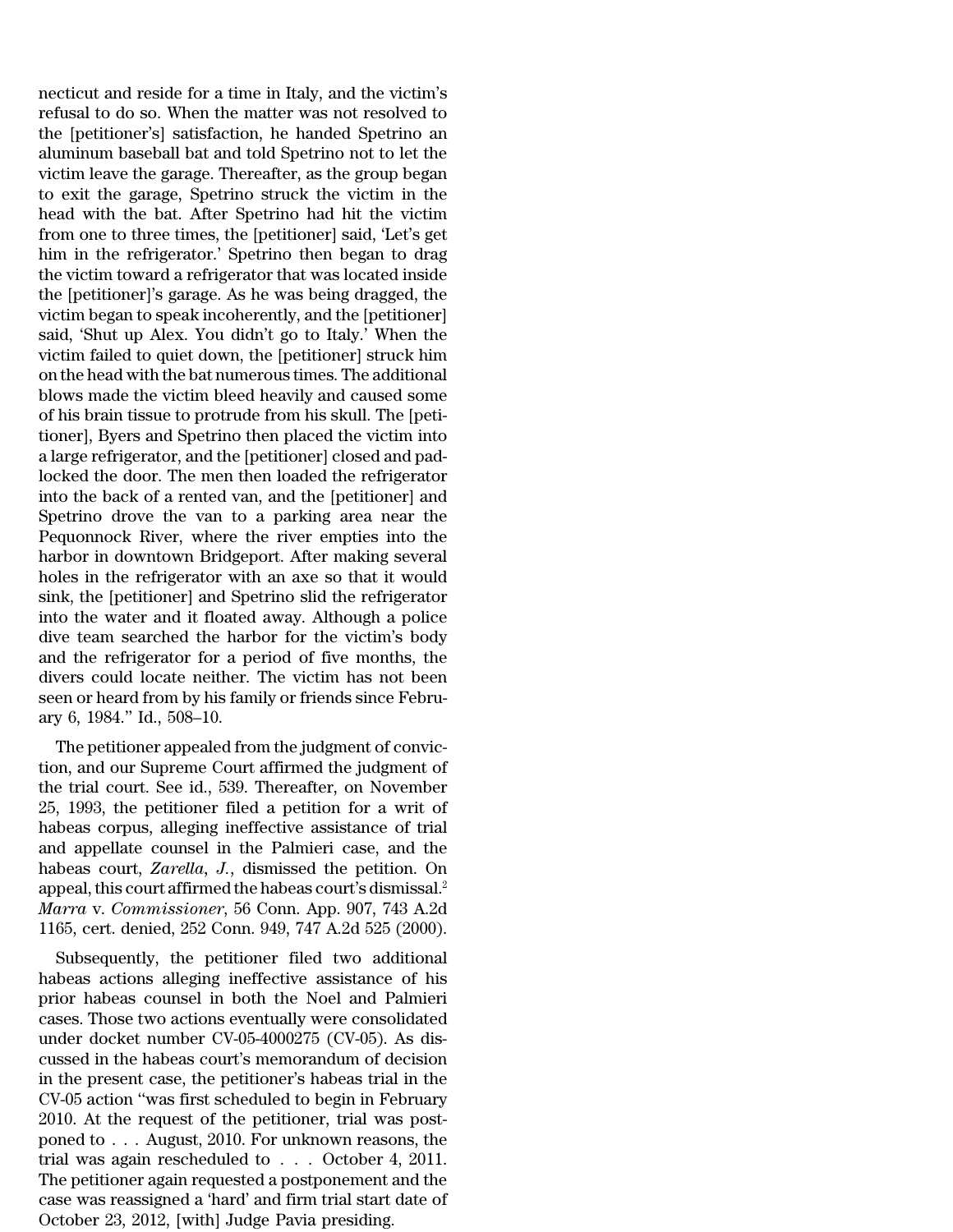necticut and reside for a time in Italy, and the victim's refusal to do so. When the matter was not resolved to the [petitioner's] satisfaction, he handed Spetrino an aluminum baseball bat and told Spetrino not to let the victim leave the garage. Thereafter, as the group began to exit the garage, Spetrino struck the victim in the head with the bat. After Spetrino had hit the victim from one to three times, the [petitioner] said, 'Let's get him in the refrigerator.' Spetrino then began to drag the victim toward a refrigerator that was located inside the [petitioner]'s garage. As he was being dragged, the victim began to speak incoherently, and the [petitioner] said, 'Shut up Alex. You didn't go to Italy.' When the victim failed to quiet down, the [petitioner] struck him on the head with the bat numerous times. The additional blows made the victim bleed heavily and caused some of his brain tissue to protrude from his skull. The [petitioner], Byers and Spetrino then placed the victim into a large refrigerator, and the [petitioner] closed and padlocked the door. The men then loaded the refrigerator into the back of a rented van, and the [petitioner] and Spetrino drove the van to a parking area near the Pequonnock River, where the river empties into the harbor in downtown Bridgeport. After making several holes in the refrigerator with an axe so that it would sink, the [petitioner] and Spetrino slid the refrigerator into the water and it floated away. Although a police dive team searched the harbor for the victim's body and the refrigerator for a period of five months, the divers could locate neither. The victim has not been seen or heard from by his family or friends since February 6, 1984." Id., 508–10.

The petitioner appealed from the judgment of conviction, and our Supreme Court affirmed the judgment of the trial court. See id., 539. Thereafter, on November 25, 1993, the petitioner filed a petition for a writ of habeas corpus, alleging ineffective assistance of trial and appellate counsel in the Palmieri case, and the habeas court, *Zarella*, *J.*, dismissed the petition. On appeal, this court affirmed the habeas court's dismissal.[2] *Marra* v. *Commissioner*, 56 Conn. App. 907, 743 A.2d 1165, cert. denied, 252 Conn. 949, 747 A.2d 525 (2000).

Subsequently, the petitioner filed two additional habeas actions alleging ineffective assistance of his prior habeas counsel in both the Noel and Palmieri cases. Those two actions eventually were consolidated under docket number CV-05-4000275 (CV-05). As discussed in the habeas court's memorandum of decision in the present case, the petitioner's habeas trial in the CV-05 action "was first scheduled to begin in February 2010. At the request of the petitioner, trial was postponed to . . . August, 2010. For unknown reasons, the trial was again rescheduled to . . . October 4, 2011. The petitioner again requested a postponement and the case was reassigned a 'hard' and firm trial start date of October 23, 2012, [with] Judge Pavia presiding.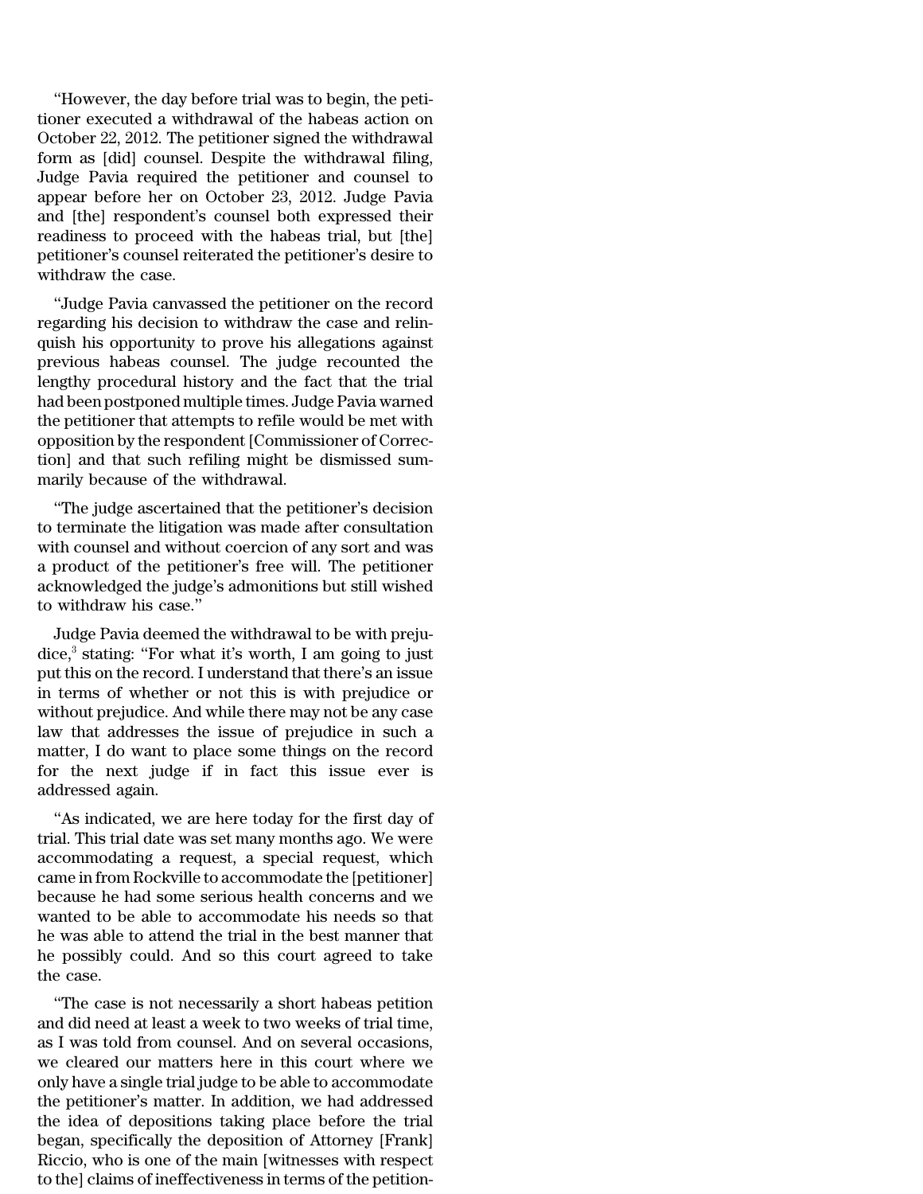"However, the day before trial was to begin, the petitioner executed a withdrawal of the habeas action on October 22, 2012. The petitioner signed the withdrawal form as [did] counsel. Despite the withdrawal filing, Judge Pavia required the petitioner and counsel to appear before her on October 23, 2012. Judge Pavia and [the] respondent's counsel both expressed their readiness to proceed with the habeas trial, but [the] petitioner's counsel reiterated the petitioner's desire to withdraw the case.

"Judge Pavia canvassed the petitioner on the record regarding his decision to withdraw the case and relinquish his opportunity to prove his allegations against previous habeas counsel. The judge recounted the lengthy procedural history and the fact that the trial had been postponed multiple times. Judge Pavia warned the petitioner that attempts to refile would be met with opposition by the respondent [Commissioner of Correction] and that such refiling might be dismissed summarily because of the withdrawal.

"The judge ascertained that the petitioner's decision to terminate the litigation was made after consultation with counsel and without coercion of any sort and was a product of the petitioner's free will. The petitioner acknowledged the judge's admonitions but still wished to withdraw his case."

Judge Pavia deemed the withdrawal to be with prejudice,[3] stating: "For what it's worth, I am going to just put this on the record. I understand that there's an issue in terms of whether or not this is with prejudice or without prejudice. And while there may not be any case law that addresses the issue of prejudice in such a matter, I do want to place some things on the record for the next judge if in fact this issue ever is addressed again.

"As indicated, we are here today for the first day of trial. This trial date was set many months ago. We were accommodating a request, a special request, which came in from Rockville to accommodate the [petitioner] because he had some serious health concerns and we wanted to be able to accommodate his needs so that he was able to attend the trial in the best manner that he possibly could. And so this court agreed to take the case.

"The case is not necessarily a short habeas petition and did need at least a week to two weeks of trial time, as I was told from counsel. And on several occasions, we cleared our matters here in this court where we only have a single trial judge to be able to accommodate the petitioner's matter. In addition, we had addressed the idea of depositions taking place before the trial began, specifically the deposition of Attorney [Frank] Riccio, who is one of the main [witnesses with respect to the] claims of ineffectiveness in terms of the petition-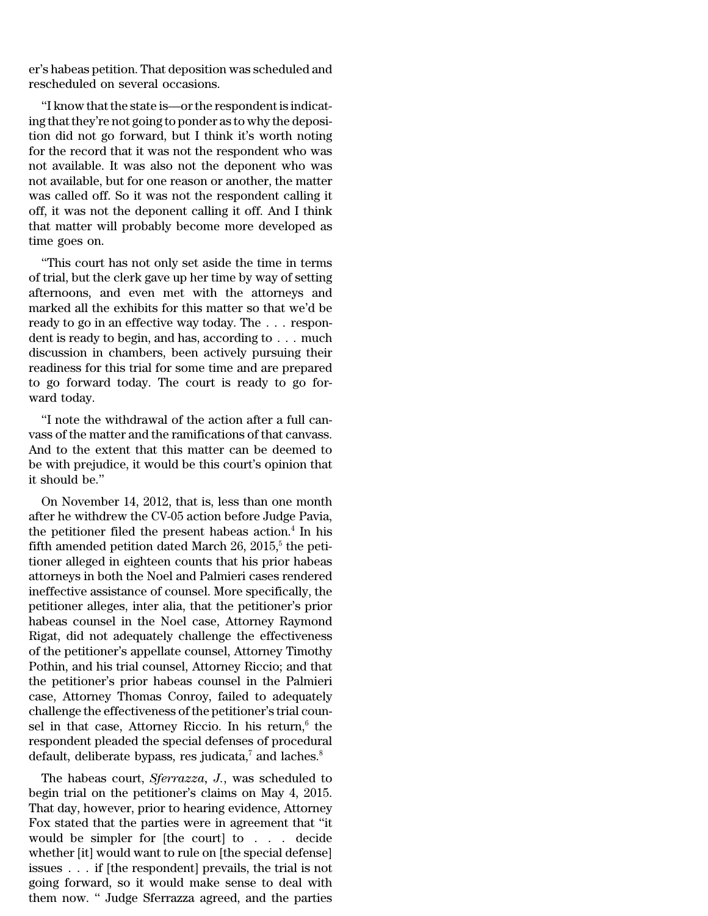er's habeas petition. That deposition was scheduled and rescheduled on several occasions.

"I know that the state is—or the respondent is indicating that they're not going to ponder as to why the deposition did not go forward, but I think it's worth noting for the record that it was not the respondent who was not available. It was also not the deponent who was not available, but for one reason or another, the matter was called off. So it was not the respondent calling it off, it was not the deponent calling it off. And I think that matter will probably become more developed as time goes on.

"This court has not only set aside the time in terms of trial, but the clerk gave up her time by way of setting afternoons, and even met with the attorneys and marked all the exhibits for this matter so that we'd be ready to go in an effective way today. The . . . respondent is ready to begin, and has, according to . . . much discussion in chambers, been actively pursuing their readiness for this trial for some time and are prepared to go forward today. The court is ready to go forward today.

"I note the withdrawal of the action after a full canvass of the matter and the ramifications of that canvass. And to the extent that this matter can be deemed to be with prejudice, it would be this court's opinion that it should be."

On November 14, 2012, that is, less than one month after he withdrew the CV-05 action before Judge Pavia, the petitioner filed the present habeas action.[4] In his fifth amended petition dated March 26, 2015,[5] the petitioner alleged in eighteen counts that his prior habeas attorneys in both the Noel and Palmieri cases rendered ineffective assistance of counsel. More specifically, the petitioner alleges, inter alia, that the petitioner's prior habeas counsel in the Noel case, Attorney Raymond Rigat, did not adequately challenge the effectiveness of the petitioner's appellate counsel, Attorney Timothy Pothin, and his trial counsel, Attorney Riccio; and that the petitioner's prior habeas counsel in the Palmieri case, Attorney Thomas Conroy, failed to adequately challenge the effectiveness of the petitioner's trial counsel in that case, Attorney Riccio. In his return,[6] the respondent pleaded the special defenses of procedural default, deliberate bypass, res judicata,[7] and laches.[8]

The habeas court, *Sferrazza*, *J.*, was scheduled to begin trial on the petitioner's claims on May 4, 2015. That day, however, prior to hearing evidence, Attorney Fox stated that the parties were in agreement that "it would be simpler for [the court] to . . . decide whether [it] would want to rule on [the special defense] issues . . . if [the respondent] prevails, the trial is not going forward, so it would make sense to deal with them now. " Judge Sferrazza agreed, and the parties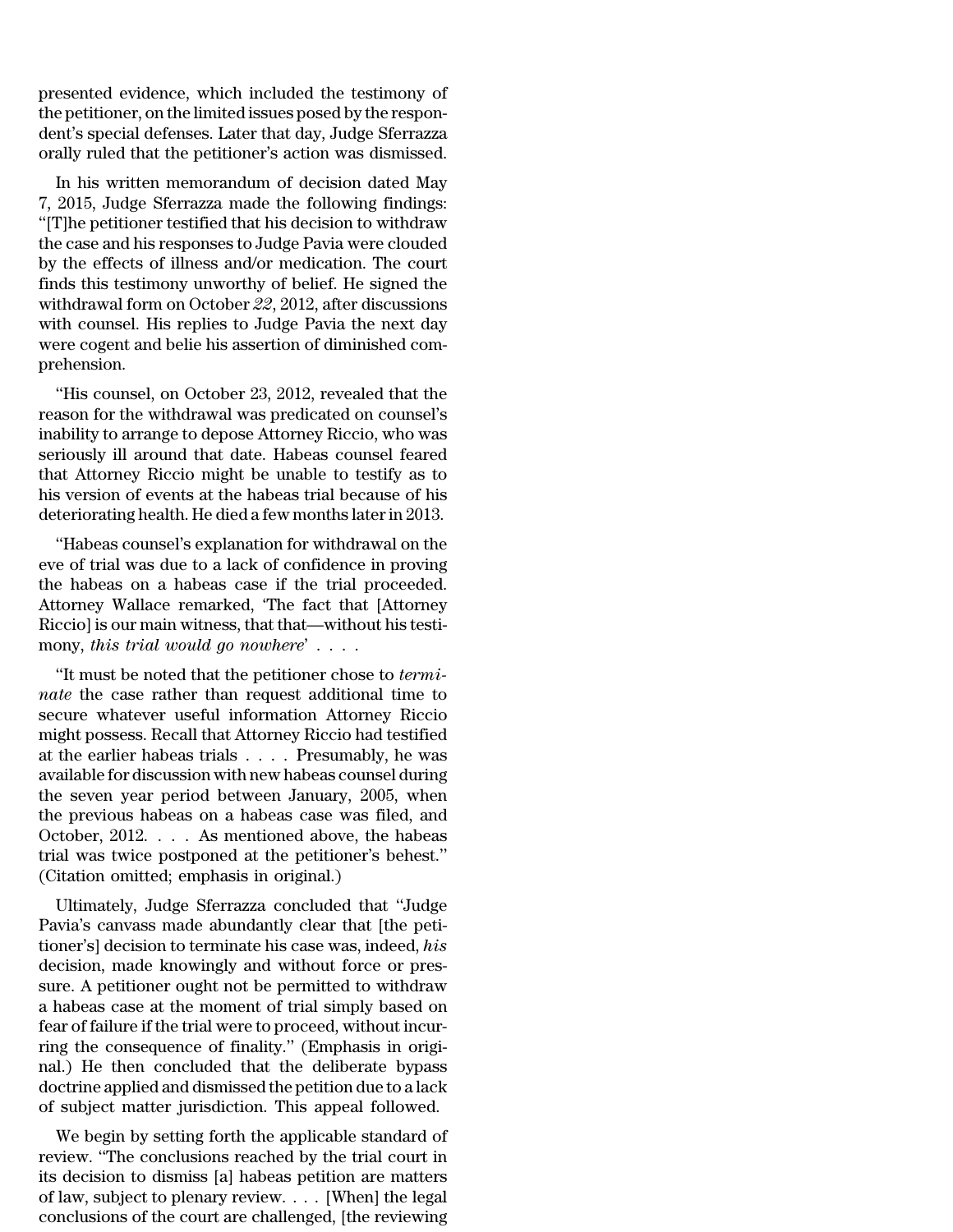presented evidence, which included the testimony of the petitioner, on the limited issues posed by the respondent's special defenses. Later that day, Judge Sferrazza orally ruled that the petitioner's action was dismissed.

In his written memorandum of decision dated May 7, 2015, Judge Sferrazza made the following findings: "[T]he petitioner testified that his decision to withdraw the case and his responses to Judge Pavia were clouded by the effects of illness and/or medication. The court finds this testimony unworthy of belief. He signed the withdrawal form on October *22*, 2012, after discussions with counsel. His replies to Judge Pavia the next day were cogent and belie his assertion of diminished comprehension.

"His counsel, on October 23, 2012, revealed that the reason for the withdrawal was predicated on counsel's inability to arrange to depose Attorney Riccio, who was seriously ill around that date. Habeas counsel feared that Attorney Riccio might be unable to testify as to his version of events at the habeas trial because of his deteriorating health. He died a few months later in 2013.

"Habeas counsel's explanation for withdrawal on the eve of trial was due to a lack of confidence in proving the habeas on a habeas case if the trial proceeded. Attorney Wallace remarked, 'The fact that [Attorney Riccio] is our main witness, that that—without his testimony, *this trial would go nowhere*' . . . .

"It must be noted that the petitioner chose to *terminate* the case rather than request additional time to secure whatever useful information Attorney Riccio might possess. Recall that Attorney Riccio had testified at the earlier habeas trials . . . . Presumably, he was available for discussion with new habeas counsel during the seven year period between January, 2005, when the previous habeas on a habeas case was filed, and October, 2012. . . . As mentioned above, the habeas trial was twice postponed at the petitioner's behest." (Citation omitted; emphasis in original.)

Ultimately, Judge Sferrazza concluded that "Judge Pavia's canvass made abundantly clear that [the petitioner's] decision to terminate his case was, indeed, *his* decision, made knowingly and without force or pressure. A petitioner ought not be permitted to withdraw a habeas case at the moment of trial simply based on fear of failure if the trial were to proceed, without incurring the consequence of finality." (Emphasis in original.) He then concluded that the deliberate bypass doctrine applied and dismissed the petition due to a lack of subject matter jurisdiction. This appeal followed.

We begin by setting forth the applicable standard of review. "The conclusions reached by the trial court in its decision to dismiss [a] habeas petition are matters of law, subject to plenary review. . . . [When] the legal conclusions of the court are challenged, [the reviewing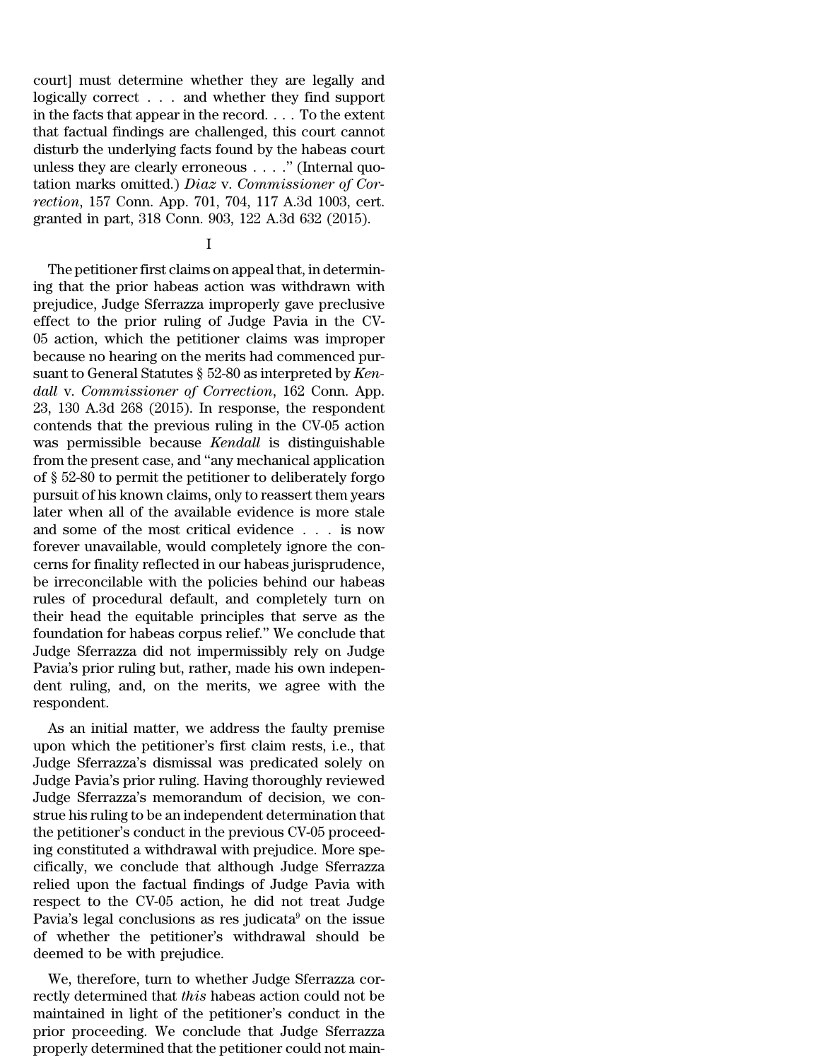court] must determine whether they are legally and logically correct . . . and whether they find support in the facts that appear in the record. . . . To the extent that factual findings are challenged, this court cannot disturb the underlying facts found by the habeas court unless they are clearly erroneous . . . .'' (Internal quotation marks omitted.) *Diaz* v. *Commissioner of Correction*, 157 Conn. App. 701, 704, 117 A.3d 1003, cert. granted in part, 318 Conn. 903, 122 A.3d 632 (2015).

I

The petitioner first claims on appeal that, in determining that the prior habeas action was withdrawn with prejudice, Judge Sferrazza improperly gave preclusive effect to the prior ruling of Judge Pavia in the CV-05 action, which the petitioner claims was improper because no hearing on the merits had commenced pursuant to General Statutes § 52-80 as interpreted by *Kendall* v. *Commissioner of Correction*, 162 Conn. App. 23, 130 A.3d 268 (2015). In response, the respondent contends that the previous ruling in the CV-05 action was permissible because *Kendall* is distinguishable from the present case, and ''any mechanical application of § 52-80 to permit the petitioner to deliberately forgo pursuit of his known claims, only to reassert them years later when all of the available evidence is more stale and some of the most critical evidence . . . is now forever unavailable, would completely ignore the concerns for finality reflected in our habeas jurisprudence, be irreconcilable with the policies behind our habeas rules of procedural default, and completely turn on their head the equitable principles that serve as the foundation for habeas corpus relief.'' We conclude that Judge Sferrazza did not impermissibly rely on Judge Pavia's prior ruling but, rather, made his own independent ruling, and, on the merits, we agree with the respondent.

As an initial matter, we address the faulty premise upon which the petitioner's first claim rests, i.e., that Judge Sferrazza's dismissal was predicated solely on Judge Pavia's prior ruling. Having thoroughly reviewed Judge Sferrazza's memorandum of decision, we construe his ruling to be an independent determination that the petitioner's conduct in the previous CV-05 proceeding constituted a withdrawal with prejudice. More specifically, we conclude that although Judge Sferrazza relied upon the factual findings of Judge Pavia with respect to the CV-05 action, he did not treat Judge Pavia's legal conclusions as res judicata[9] on the issue of whether the petitioner's withdrawal should be deemed to be with prejudice.

We, therefore, turn to whether Judge Sferrazza correctly determined that *this* habeas action could not be maintained in light of the petitioner's conduct in the prior proceeding. We conclude that Judge Sferrazza properly determined that the petitioner could not main-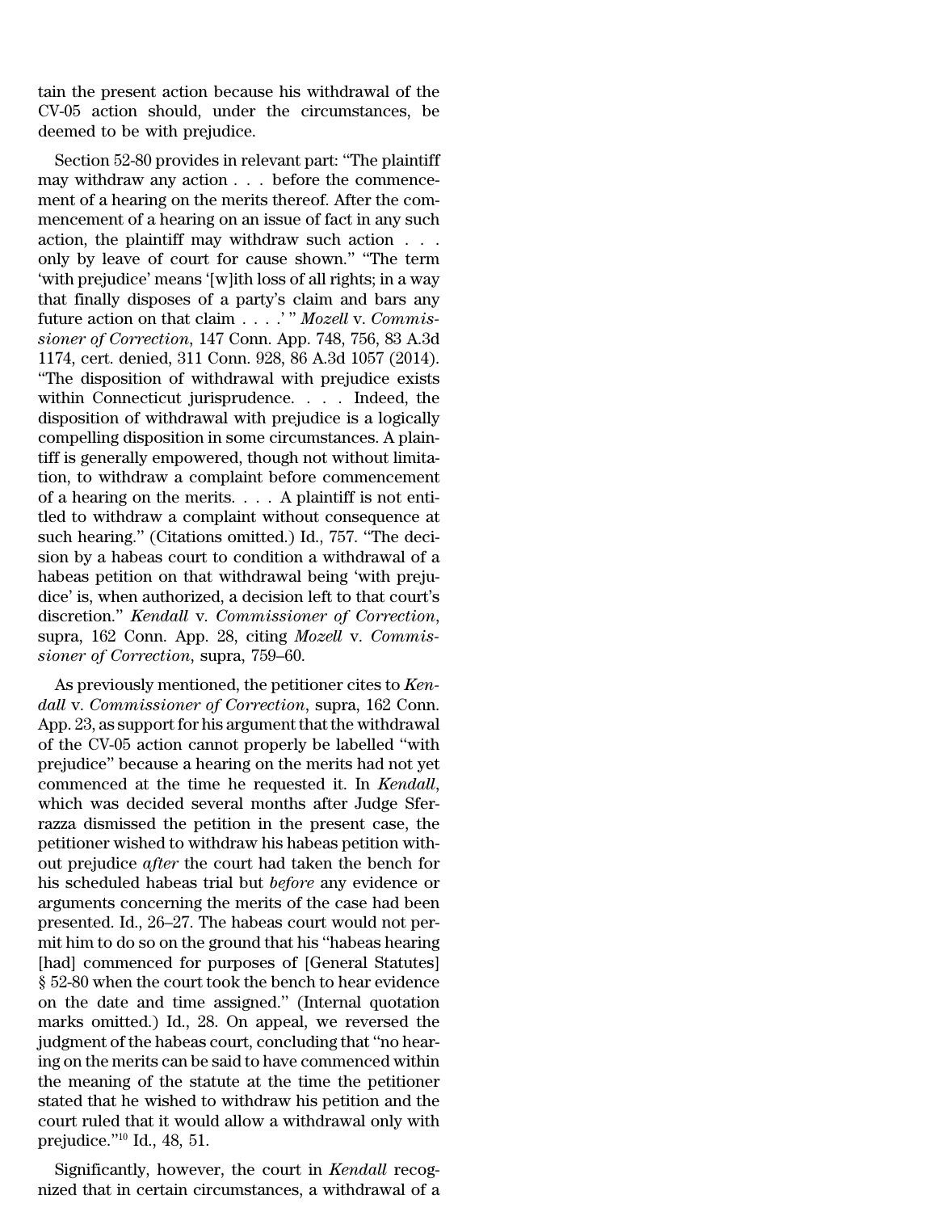tain the present action because his withdrawal of the CV-05 action should, under the circumstances, be deemed to be with prejudice.

Section 52-80 provides in relevant part: "The plaintiff may withdraw any action . . . before the commencement of a hearing on the merits thereof. After the commencement of a hearing on an issue of fact in any such action, the plaintiff may withdraw such action . . . only by leave of court for cause shown." "The term 'with prejudice' means '[w]ith loss of all rights; in a way that finally disposes of a party's claim and bars any future action on that claim . . . .' " *Mozell* v. *Commissioner of Correction*, 147 Conn. App. 748, 756, 83 A.3d 1174, cert. denied, 311 Conn. 928, 86 A.3d 1057 (2014). "The disposition of withdrawal with prejudice exists within Connecticut jurisprudence. . . . Indeed, the disposition of withdrawal with prejudice is a logically compelling disposition in some circumstances. A plaintiff is generally empowered, though not without limitation, to withdraw a complaint before commencement of a hearing on the merits. . . . A plaintiff is not entitled to withdraw a complaint without consequence at such hearing." (Citations omitted.) Id., 757. "The decision by a habeas court to condition a withdrawal of a habeas petition on that withdrawal being 'with prejudice' is, when authorized, a decision left to that court's discretion." *Kendall* v. *Commissioner of Correction*, supra, 162 Conn. App. 28, citing *Mozell* v. *Commissioner of Correction*, supra, 759–60.

As previously mentioned, the petitioner cites to *Kendall* v. *Commissioner of Correction*, supra, 162 Conn. App. 23, as support for his argument that the withdrawal of the CV-05 action cannot properly be labelled "with prejudice" because a hearing on the merits had not yet commenced at the time he requested it. In *Kendall*, which was decided several months after Judge Sferrazza dismissed the petition in the present case, the petitioner wished to withdraw his habeas petition without prejudice *after* the court had taken the bench for his scheduled habeas trial but *before* any evidence or arguments concerning the merits of the case had been presented. Id., 26–27. The habeas court would not permit him to do so on the ground that his "habeas hearing [had] commenced for purposes of [General Statutes] § 52-80 when the court took the bench to hear evidence on the date and time assigned." (Internal quotation marks omitted.) Id., 28. On appeal, we reversed the judgment of the habeas court, concluding that "no hearing on the merits can be said to have commenced within the meaning of the statute at the time the petitioner stated that he wished to withdraw his petition and the court ruled that it would allow a withdrawal only with prejudice."[10] Id., 48, 51.

Significantly, however, the court in *Kendall* recognized that in certain circumstances, a withdrawal of a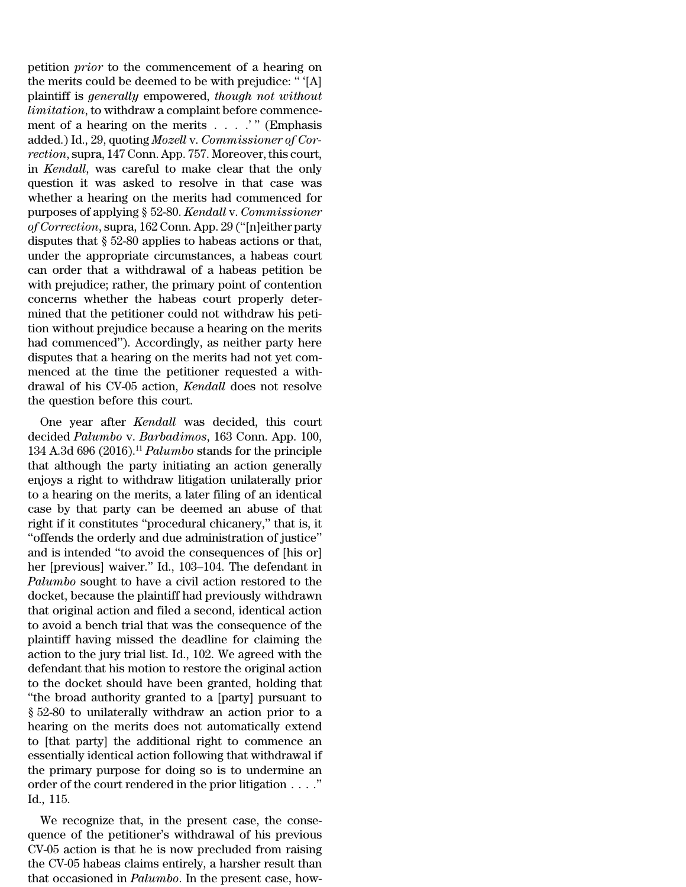petition *prior* to the commencement of a hearing on the merits could be deemed to be with prejudice: " '[A] plaintiff is *generally* empowered, *though not without limitation*, to withdraw a complaint before commencement of a hearing on the merits . . . .' " (Emphasis added.) Id., 29, quoting *Mozell* v. *Commissioner of Correction*, supra, 147 Conn. App. 757. Moreover, this court, in *Kendall*, was careful to make clear that the only question it was asked to resolve in that case was whether a hearing on the merits had commenced for purposes of applying § 52-80. *Kendall* v. *Commissioner of Correction*, supra, 162 Conn. App. 29 ("[n]either party disputes that § 52-80 applies to habeas actions or that, under the appropriate circumstances, a habeas court can order that a withdrawal of a habeas petition be with prejudice; rather, the primary point of contention concerns whether the habeas court properly determined that the petitioner could not withdraw his petition without prejudice because a hearing on the merits had commenced"). Accordingly, as neither party here disputes that a hearing on the merits had not yet commenced at the time the petitioner requested a withdrawal of his CV-05 action, *Kendall* does not resolve the question before this court.

One year after *Kendall* was decided, this court decided *Palumbo* v. *Barbadimos*, 163 Conn. App. 100, 134 A.3d 696 (2016).[11] *Palumbo* stands for the principle that although the party initiating an action generally enjoys a right to withdraw litigation unilaterally prior to a hearing on the merits, a later filing of an identical case by that party can be deemed an abuse of that right if it constitutes "procedural chicanery," that is, it "offends the orderly and due administration of justice" and is intended "to avoid the consequences of [his or] her [previous] waiver." Id., 103–104. The defendant in *Palumbo* sought to have a civil action restored to the docket, because the plaintiff had previously withdrawn that original action and filed a second, identical action to avoid a bench trial that was the consequence of the plaintiff having missed the deadline for claiming the action to the jury trial list. Id., 102. We agreed with the defendant that his motion to restore the original action to the docket should have been granted, holding that "the broad authority granted to a [party] pursuant to § 52-80 to unilaterally withdraw an action prior to a hearing on the merits does not automatically extend to [that party] the additional right to commence an essentially identical action following that withdrawal if the primary purpose for doing so is to undermine an order of the court rendered in the prior litigation . . . ." Id., 115.

We recognize that, in the present case, the consequence of the petitioner's withdrawal of his previous CV-05 action is that he is now precluded from raising the CV-05 habeas claims entirely, a harsher result than that occasioned in *Palumbo*. In the present case, how-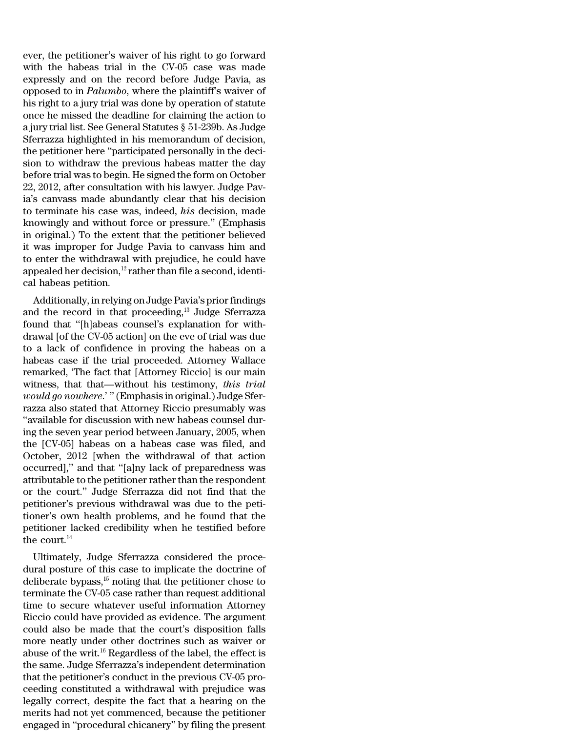ever, the petitioner's waiver of his right to go forward with the habeas trial in the CV-05 case was made expressly and on the record before Judge Pavia, as opposed to in *Palumbo*, where the plaintiff's waiver of his right to a jury trial was done by operation of statute once he missed the deadline for claiming the action to a jury trial list. See General Statutes § 51-239b. As Judge Sferrazza highlighted in his memorandum of decision, the petitioner here "participated personally in the decision to withdraw the previous habeas matter the day before trial was to begin. He signed the form on October 22, 2012, after consultation with his lawyer. Judge Pavia's canvass made abundantly clear that his decision to terminate his case was, indeed, *his* decision, made knowingly and without force or pressure." (Emphasis in original.) To the extent that the petitioner believed it was improper for Judge Pavia to canvass him and to enter the withdrawal with prejudice, he could have appealed her decision,[12] rather than file a second, identical habeas petition.

Additionally, in relying on Judge Pavia's prior findings and the record in that proceeding,[13] Judge Sferrazza found that "[h]abeas counsel's explanation for withdrawal [of the CV-05 action] on the eve of trial was due to a lack of confidence in proving the habeas on a habeas case if the trial proceeded. Attorney Wallace remarked, 'The fact that [Attorney Riccio] is our main witness, that that—without his testimony, *this trial would go nowhere*.' " (Emphasis in original.) Judge Sferrazza also stated that Attorney Riccio presumably was "available for discussion with new habeas counsel during the seven year period between January, 2005, when the [CV-05] habeas on a habeas case was filed, and October, 2012 [when the withdrawal of that action occurred]," and that "[a]ny lack of preparedness was attributable to the petitioner rather than the respondent or the court." Judge Sferrazza did not find that the petitioner's previous withdrawal was due to the petitioner's own health problems, and he found that the petitioner lacked credibility when he testified before the court.[14]

Ultimately, Judge Sferrazza considered the procedural posture of this case to implicate the doctrine of deliberate bypass,[15] noting that the petitioner chose to terminate the CV-05 case rather than request additional time to secure whatever useful information Attorney Riccio could have provided as evidence. The argument could also be made that the court's disposition falls more neatly under other doctrines such as waiver or abuse of the writ.[16] Regardless of the label, the effect is the same. Judge Sferrazza's independent determination that the petitioner's conduct in the previous CV-05 proceeding constituted a withdrawal with prejudice was legally correct, despite the fact that a hearing on the merits had not yet commenced, because the petitioner engaged in "procedural chicanery" by filing the present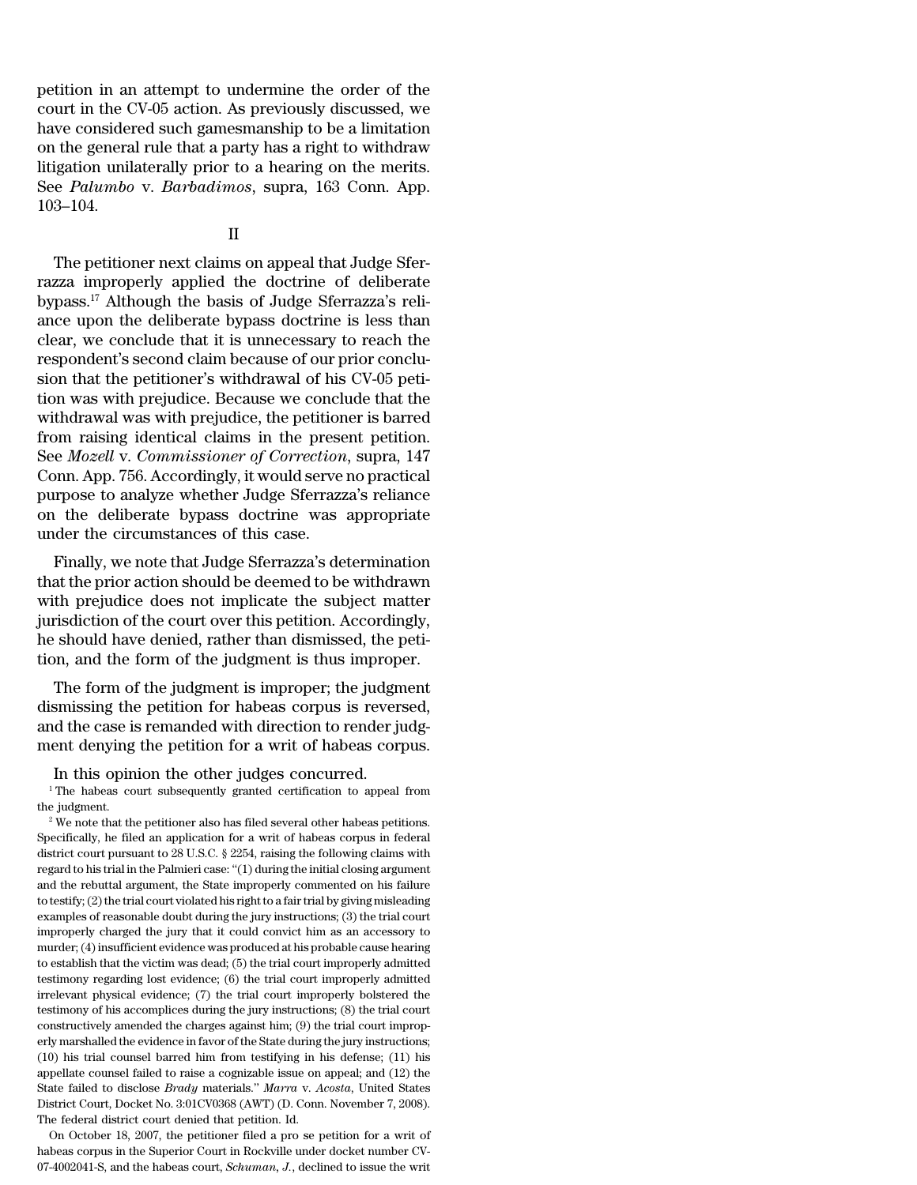petition in an attempt to undermine the order of the court in the CV-05 action. As previously discussed, we have considered such gamesmanship to be a limitation on the general rule that a party has a right to withdraw litigation unilaterally prior to a hearing on the merits. See *Palumbo* v. *Barbadimos*, supra, 163 Conn. App. 103–104.

## II

The petitioner next claims on appeal that Judge Sferrazza improperly applied the doctrine of deliberate bypass.[17] Although the basis of Judge Sferrazza's reliance upon the deliberate bypass doctrine is less than clear, we conclude that it is unnecessary to reach the respondent's second claim because of our prior conclusion that the petitioner's withdrawal of his CV-05 petition was with prejudice. Because we conclude that the withdrawal was with prejudice, the petitioner is barred from raising identical claims in the present petition. See *Mozell* v. *Commissioner of Correction*, supra, 147 Conn. App. 756. Accordingly, it would serve no practical purpose to analyze whether Judge Sferrazza's reliance on the deliberate bypass doctrine was appropriate under the circumstances of this case.

Finally, we note that Judge Sferrazza's determination that the prior action should be deemed to be withdrawn with prejudice does not implicate the subject matter jurisdiction of the court over this petition. Accordingly, he should have denied, rather than dismissed, the petition, and the form of the judgment is thus improper.

The form of the judgment is improper; the judgment dismissing the petition for habeas corpus is reversed, and the case is remanded with direction to render judgment denying the petition for a writ of habeas corpus.

In this opinion the other judges concurred.

[1] The habeas court subsequently granted certification to appeal from the judgment.

[2] We note that the petitioner also has filed several other habeas petitions. Specifically, he filed an application for a writ of habeas corpus in federal district court pursuant to 28 U.S.C. § 2254, raising the following claims with regard to his trial in the Palmieri case: "(1) during the initial closing argument and the rebuttal argument, the State improperly commented on his failure to testify; (2) the trial court violated his right to a fair trial by giving misleading examples of reasonable doubt during the jury instructions; (3) the trial court improperly charged the jury that it could convict him as an accessory to murder; (4) insufficient evidence was produced at his probable cause hearing to establish that the victim was dead; (5) the trial court improperly admitted testimony regarding lost evidence; (6) the trial court improperly admitted irrelevant physical evidence; (7) the trial court improperly bolstered the testimony of his accomplices during the jury instructions; (8) the trial court constructively amended the charges against him; (9) the trial court improperly marshalled the evidence in favor of the State during the jury instructions; (10) his trial counsel barred him from testifying in his defense; (11) his appellate counsel failed to raise a cognizable issue on appeal; and (12) the State failed to disclose *Brady* materials." *Marra* v. *Acosta*, United States District Court, Docket No. 3:01CV0368 (AWT) (D. Conn. November 7, 2008). The federal district court denied that petition. Id.

On October 18, 2007, the petitioner filed a pro se petition for a writ of habeas corpus in the Superior Court in Rockville under docket number CV-07-4002041-S, and the habeas court, *Schuman*, *J.*, declined to issue the writ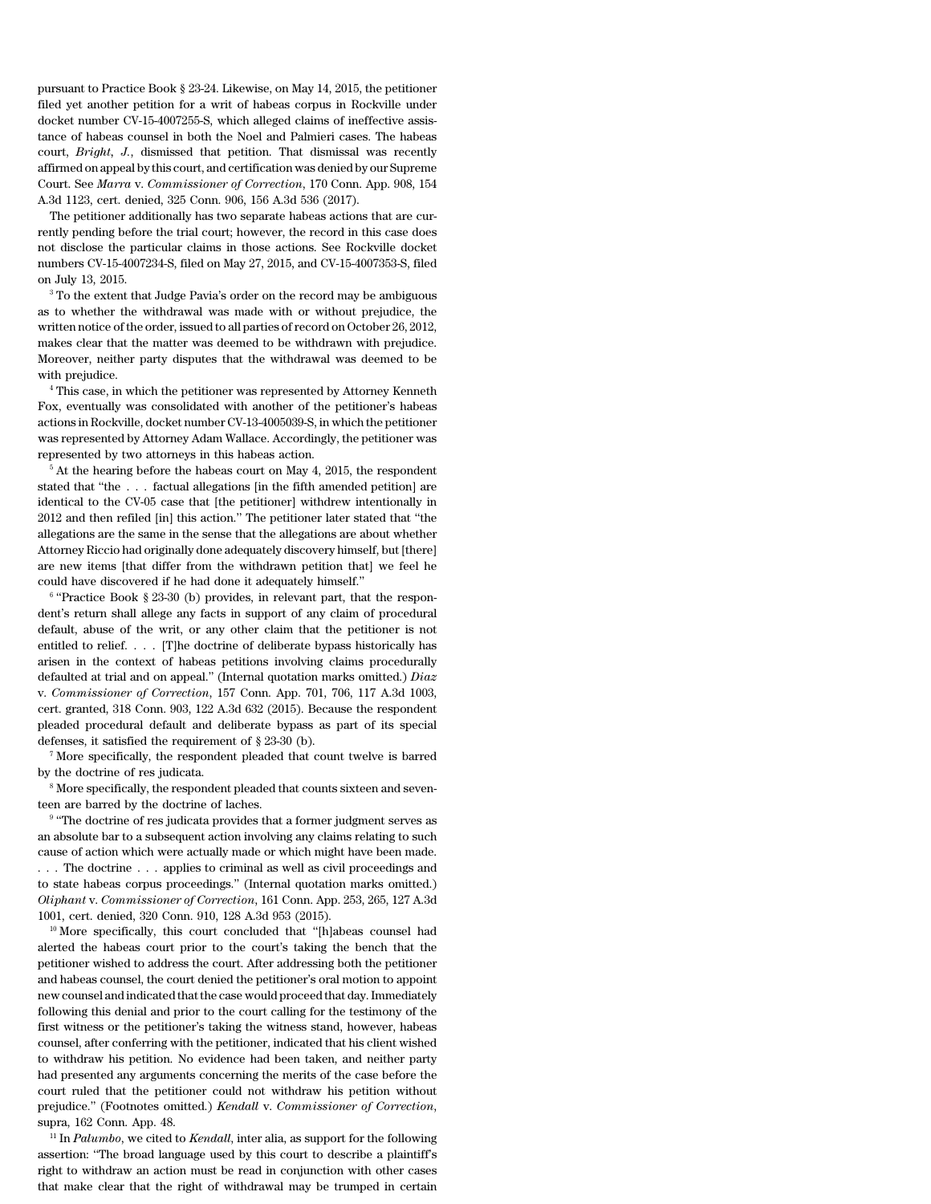pursuant to Practice Book § 23-24. Likewise, on May 14, 2015, the petitioner filed yet another petition for a writ of habeas corpus in Rockville under docket number CV-15-4007255-S, which alleged claims of ineffective assistance of habeas counsel in both the Noel and Palmieri cases. The habeas court, *Bright*, *J.*, dismissed that petition. That dismissal was recently affirmed on appeal by this court, and certification was denied by our Supreme Court. See *Marra* v. *Commissioner of Correction*, 170 Conn. App. 908, 154 A.3d 1123, cert. denied, 325 Conn. 906, 156 A.3d 536 (2017).

The petitioner additionally has two separate habeas actions that are currently pending before the trial court; however, the record in this case does not disclose the particular claims in those actions. See Rockville docket numbers CV-15-4007234-S, filed on May 27, 2015, and CV-15-4007353-S, filed on July 13, 2015.

[3] To the extent that Judge Pavia's order on the record may be ambiguous as to whether the withdrawal was made with or without prejudice, the written notice of the order, issued to all parties of record on October 26, 2012, makes clear that the matter was deemed to be withdrawn with prejudice. Moreover, neither party disputes that the withdrawal was deemed to be with prejudice.

[4] This case, in which the petitioner was represented by Attorney Kenneth Fox, eventually was consolidated with another of the petitioner's habeas actions in Rockville, docket number CV-13-4005039-S, in which the petitioner was represented by Attorney Adam Wallace. Accordingly, the petitioner was represented by two attorneys in this habeas action.

[5] At the hearing before the habeas court on May 4, 2015, the respondent stated that "the . . . factual allegations [in the fifth amended petition] are identical to the CV-05 case that [the petitioner] withdrew intentionally in 2012 and then refiled [in] this action." The petitioner later stated that "the allegations are the same in the sense that the allegations are about whether Attorney Riccio had originally done adequately discovery himself, but [there] are new items [that differ from the withdrawn petition that] we feel he could have discovered if he had done it adequately himself."

[6] "Practice Book § 23-30 (b) provides, in relevant part, that the respondent's return shall allege any facts in support of any claim of procedural default, abuse of the writ, or any other claim that the petitioner is not entitled to relief. . . . [T]he doctrine of deliberate bypass historically has arisen in the context of habeas petitions involving claims procedurally defaulted at trial and on appeal." (Internal quotation marks omitted.) *Diaz* v. *Commissioner of Correction*, 157 Conn. App. 701, 706, 117 A.3d 1003, cert. granted, 318 Conn. 903, 122 A.3d 632 (2015). Because the respondent pleaded procedural default and deliberate bypass as part of its special defenses, it satisfied the requirement of § 23-30 (b).

[7] More specifically, the respondent pleaded that count twelve is barred by the doctrine of res judicata.

[8] More specifically, the respondent pleaded that counts sixteen and seventeen are barred by the doctrine of laches.

[9] "The doctrine of res judicata provides that a former judgment serves as an absolute bar to a subsequent action involving any claims relating to such cause of action which were actually made or which might have been made. . . . The doctrine . . . applies to criminal as well as civil proceedings and to state habeas corpus proceedings." (Internal quotation marks omitted.) *Oliphant* v. *Commissioner of Correction*, 161 Conn. App. 253, 265, 127 A.3d 1001, cert. denied, 320 Conn. 910, 128 A.3d 953 (2015).

[10] More specifically, this court concluded that "[h]abeas counsel had alerted the habeas court prior to the court's taking the bench that the petitioner wished to address the court. After addressing both the petitioner and habeas counsel, the court denied the petitioner's oral motion to appoint new counsel and indicated that the case would proceed that day. Immediately following this denial and prior to the court calling for the testimony of the first witness or the petitioner's taking the witness stand, however, habeas counsel, after conferring with the petitioner, indicated that his client wished to withdraw his petition. No evidence had been taken, and neither party had presented any arguments concerning the merits of the case before the court ruled that the petitioner could not withdraw his petition without prejudice." (Footnotes omitted.) *Kendall* v. *Commissioner of Correction*, supra, 162 Conn. App. 48.

[11] In *Palumbo*, we cited to *Kendall*, inter alia, as support for the following assertion: "The broad language used by this court to describe a plaintiff's right to withdraw an action must be read in conjunction with other cases that make clear that the right of withdrawal may be trumped in certain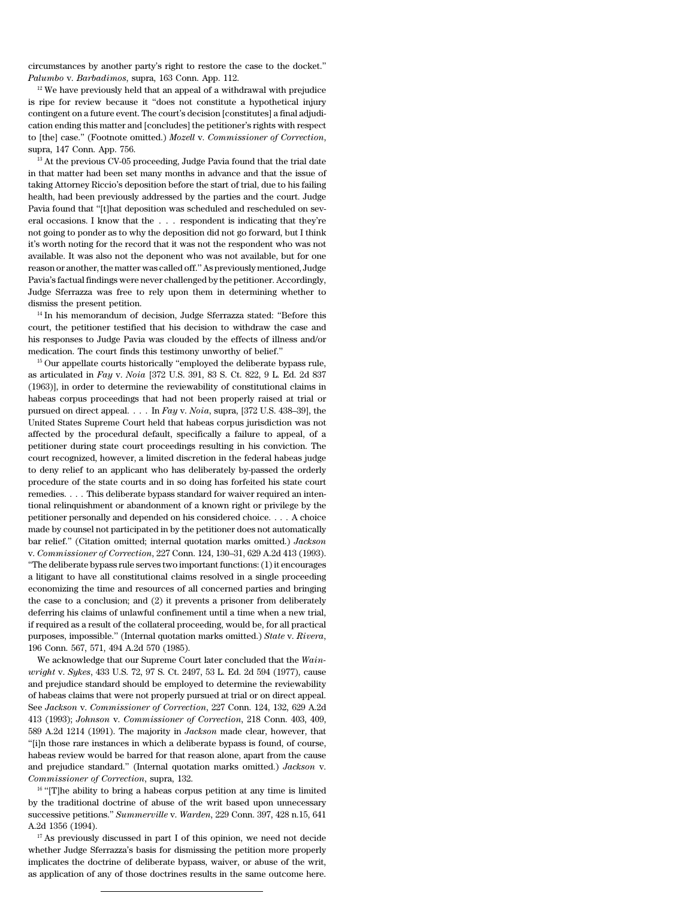circumstances by another party's right to restore the case to the docket." *Palumbo* v. *Barbadimos*, supra, 163 Conn. App. 112.

[12] We have previously held that an appeal of a withdrawal with prejudice is ripe for review because it "does not constitute a hypothetical injury contingent on a future event. The court's decision [constitutes] a final adjudication ending this matter and [concludes] the petitioner's rights with respect to [the] case." (Footnote omitted.) *Mozell* v. *Commissioner of Correction*, supra, 147 Conn. App. 756.

[13] At the previous CV-05 proceeding, Judge Pavia found that the trial date in that matter had been set many months in advance and that the issue of taking Attorney Riccio's deposition before the start of trial, due to his failing health, had been previously addressed by the parties and the court. Judge Pavia found that "[t]hat deposition was scheduled and rescheduled on several occasions. I know that the . . . respondent is indicating that they're not going to ponder as to why the deposition did not go forward, but I think it's worth noting for the record that it was not the respondent who was not available. It was also not the deponent who was not available, but for one reason or another, the matter was called off." As previously mentioned, Judge Pavia's factual findings were never challenged by the petitioner. Accordingly, Judge Sferrazza was free to rely upon them in determining whether to dismiss the present petition.

[14] In his memorandum of decision, Judge Sferrazza stated: "Before this court, the petitioner testified that his decision to withdraw the case and his responses to Judge Pavia was clouded by the effects of illness and/or medication. The court finds this testimony unworthy of belief."

[15] Our appellate courts historically "employed the deliberate bypass rule, as articulated in *Fay* v. *Noia* [372 U.S. 391, 83 S. Ct. 822, 9 L. Ed. 2d 837 (1963)], in order to determine the reviewability of constitutional claims in habeas corpus proceedings that had not been properly raised at trial or pursued on direct appeal. . . . In *Fay* v. *Noia*, supra, [372 U.S. 438–39], the United States Supreme Court held that habeas corpus jurisdiction was not affected by the procedural default, specifically a failure to appeal, of a petitioner during state court proceedings resulting in his conviction. The court recognized, however, a limited discretion in the federal habeas judge to deny relief to an applicant who has deliberately by-passed the orderly procedure of the state courts and in so doing has forfeited his state court remedies. . . . This deliberate bypass standard for waiver required an intentional relinquishment or abandonment of a known right or privilege by the petitioner personally and depended on his considered choice. . . . A choice made by counsel not participated in by the petitioner does not automatically bar relief." (Citation omitted; internal quotation marks omitted.) *Jackson* v. *Commissioner of Correction*, 227 Conn. 124, 130–31, 629 A.2d 413 (1993). "The deliberate bypass rule serves two important functions: (1) it encourages a litigant to have all constitutional claims resolved in a single proceeding economizing the time and resources of all concerned parties and bringing the case to a conclusion; and (2) it prevents a prisoner from deliberately deferring his claims of unlawful confinement until a time when a new trial, if required as a result of the collateral proceeding, would be, for all practical purposes, impossible." (Internal quotation marks omitted.) *State* v. *Rivera*, 196 Conn. 567, 571, 494 A.2d 570 (1985).

We acknowledge that our Supreme Court later concluded that the *Wainwright* v. *Sykes*, 433 U.S. 72, 97 S. Ct. 2497, 53 L. Ed. 2d 594 (1977), cause and prejudice standard should be employed to determine the reviewability of habeas claims that were not properly pursued at trial or on direct appeal. See *Jackson* v. *Commissioner of Correction*, 227 Conn. 124, 132, 629 A.2d 413 (1993); *Johnson* v. *Commissioner of Correction*, 218 Conn. 403, 409, 589 A.2d 1214 (1991). The majority in *Jackson* made clear, however, that "[i]n those rare instances in which a deliberate bypass is found, of course, habeas review would be barred for that reason alone, apart from the cause and prejudice standard." (Internal quotation marks omitted.) *Jackson* v. *Commissioner of Correction*, supra, 132.

[16] "[T]he ability to bring a habeas corpus petition at any time is limited by the traditional doctrine of abuse of the writ based upon unnecessary successive petitions." *Summerville* v. *Warden*, 229 Conn. 397, 428 n.15, 641 A.2d 1356 (1994).

[17] As previously discussed in part I of this opinion, we need not decide whether Judge Sferrazza's basis for dismissing the petition more properly implicates the doctrine of deliberate bypass, waiver, or abuse of the writ, as application of any of those doctrines results in the same outcome here.